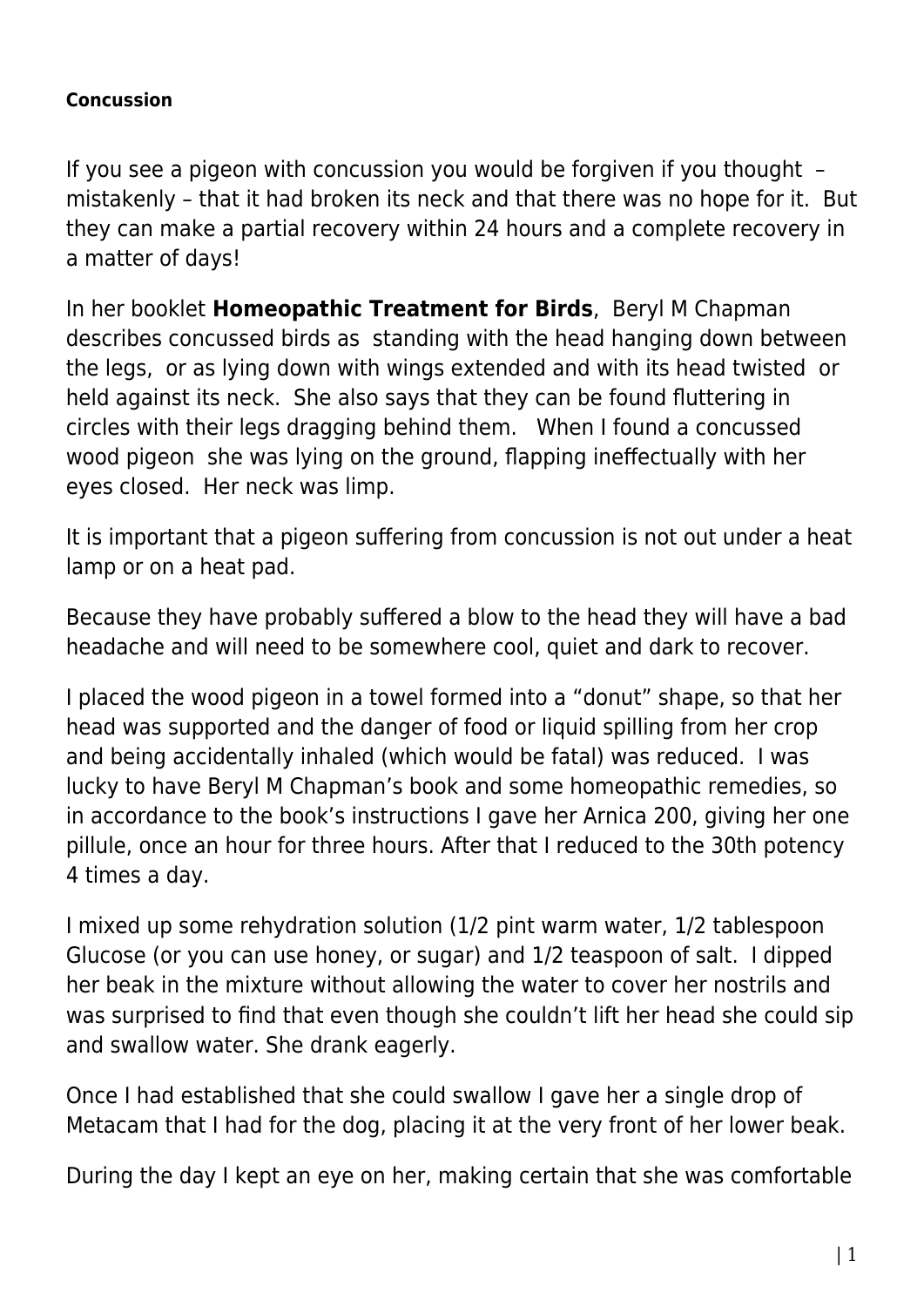**Concussion**

If you see a pigeon with concussion you would be forgiven if you thought – mistakenly – that it had broken its neck and that there was no hope for it. But they can make a partial recovery within 24 hours and a complete recovery in a matter of days!

In her booklet **Homeopathic Treatment for Birds**, Beryl M Chapman describes concussed birds as standing with the head hanging down between the legs, or as lying down with wings extended and with its head twisted or held against its neck. She also says that they can be found fluttering in circles with their legs dragging behind them. When I found a concussed wood pigeon she was lying on the ground, flapping ineffectually with her eyes closed. Her neck was limp.

It is important that a pigeon suffering from concussion is not out under a heat lamp or on a heat pad.

Because they have probably suffered a blow to the head they will have a bad headache and will need to be somewhere cool, quiet and dark to recover.

I placed the wood pigeon in a towel formed into a "donut" shape, so that her head was supported and the danger of food or liquid spilling from her crop and being accidentally inhaled (which would be fatal) was reduced. I was lucky to have Beryl M Chapman's book and some homeopathic remedies, so in accordance to the book's instructions I gave her Arnica 200, giving her one pillule, once an hour for three hours. After that I reduced to the 30th potency 4 times a day.

I mixed up some rehydration solution (1/2 pint warm water, 1/2 tablespoon Glucose (or you can use honey, or sugar) and 1/2 teaspoon of salt. I dipped her beak in the mixture without allowing the water to cover her nostrils and was surprised to find that even though she couldn't lift her head she could sip and swallow water. She drank eagerly.

Once I had established that she could swallow I gave her a single drop of Metacam that I had for the dog, placing it at the very front of her lower beak.

During the day I kept an eye on her, making certain that she was comfortable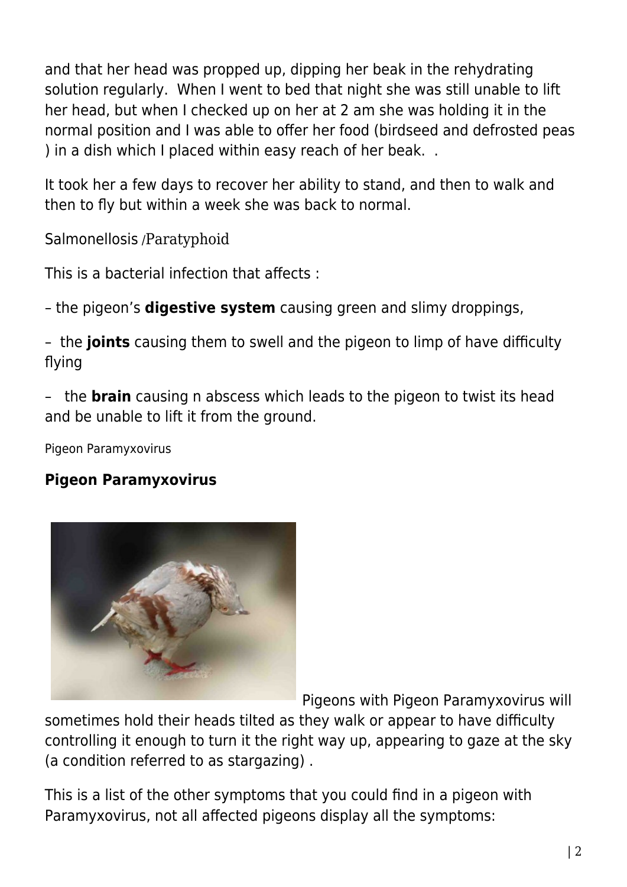and that her head was propped up, dipping her beak in the rehydrating solution regularly. When I went to bed that night she was still unable to lift her head, but when I checked up on her at 2 am she was holding it in the normal position and I was able to offer her food (birdseed and defrosted peas ) in a dish which I placed within easy reach of her beak. .

It took her a few days to recover her ability to stand, and then to walk and then to fly but within a week she was back to normal.

Salmonellosis /Paratyphoid

This is a bacterial infection that affects :

– the pigeon's **digestive system** causing green and slimy droppings,

– the **joints** causing them to swell and the pigeon to limp of have difficulty flying

– the **brain** causing n abscess which leads to the pigeon to twist its head and be unable to lift it from the ground.

Pigeon Paramyxovirus

## Pigeon Paramyxovirus

Pigeons with Pigeon Paramyxovirus will sometimes hold their heads tilted as they walk or appear to have difficulty controlling it enough to turn it the right way up, appearing to gaze at the sky (a condition referred to as stargazing) .

This is a list of the other symptoms that you could find in a pigeon with Paramyxovirus, not all affected pigeons display all the symptoms: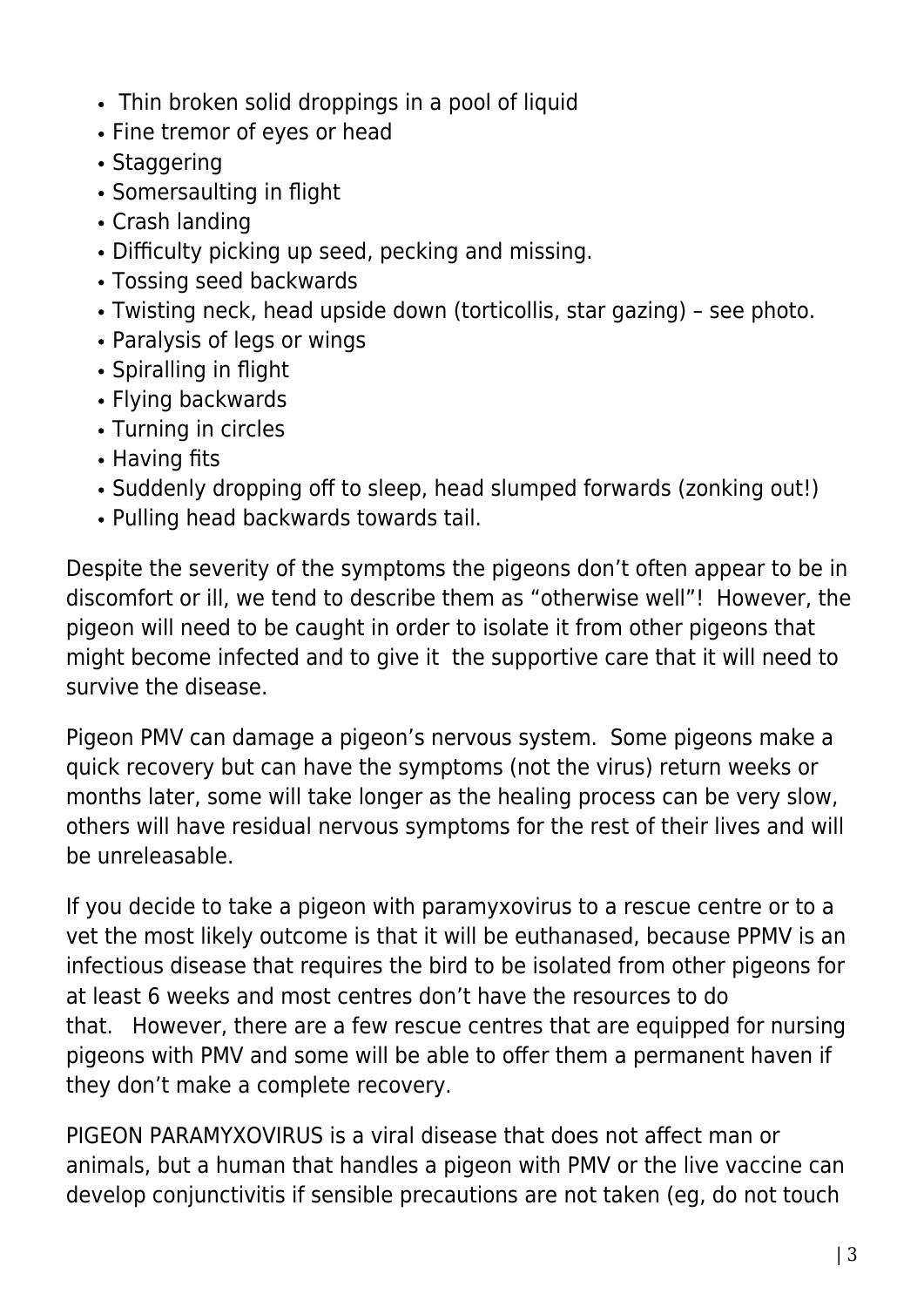- Thin broken solid droppings in a pool of liquid
- Fine tremor of eyes or head
- Staggering
- Somersaulting in flight
- Crash landing
- Difficulty picking up seed, pecking and missing.
- Tossing seed backwards
- Twisting neck, head upside down (torticollis, star gazing) – see photo.
- Paralysis of legs or wings
- Spiralling in flight
- Flying backwards
- Turning in circles
- Having fits
- Suddenly dropping off to sleep, head slumped forwards (zonking out!)
- Pulling head backwards towards tail.

Despite the severity of the symptoms the pigeons don't often appear to be in discomfort or ill, we tend to describe them as "otherwise well"! However, the pigeon will need to be caught in order to isolate it from other pigeons that might become infected and to give it the supportive care that it will need to survive the disease.

Pigeon PMV can damage a pigeon's nervous system. Some pigeons make a quick recovery but can have the symptoms (not the virus) return weeks or months later, some will take longer as the healing process can be very slow, others will have residual nervous symptoms for the rest of their lives and will be unreleasable.

If you decide to take a pigeon with paramyxovirus to a rescue centre or to a vet the most likely outcome is that it will be euthanased, because PPMV is an infectious disease that requires the bird to be isolated from other pigeons for at least 6 weeks and most centres don't have the resources to do that. However, there are a few rescue centres that are equipped for nursing pigeons with PMV and some will be able to offer them a permanent haven if they don't make a complete recovery.

PIGEON PARAMYXOVIRUS is a viral disease that does not affect man or animals, but a human that handles a pigeon with PMV or the live vaccine can develop conjunctivitis if sensible precautions are not taken (eg, do not touch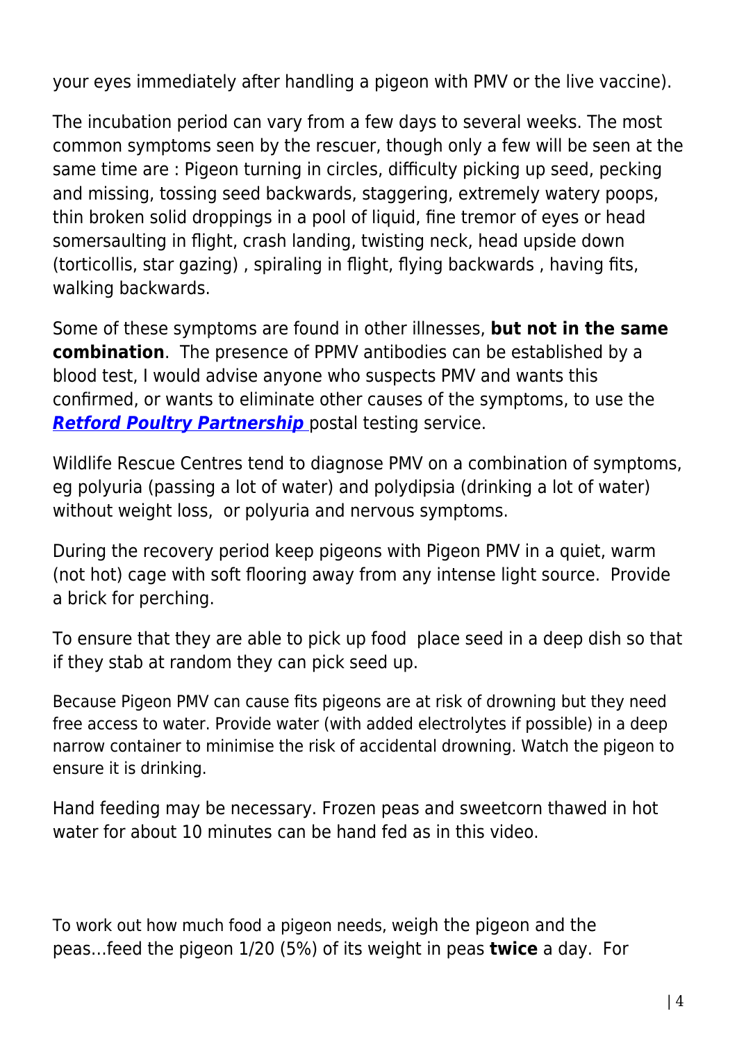your eyes immediately after handling a pigeon with PMV or the live vaccine).

The incubation period can vary from a few days to several weeks. The most common symptoms seen by the rescuer, though only a few will be seen at the same time are : Pigeon turning in circles, difficulty picking up seed, pecking and missing, tossing seed backwards, staggering, extremely watery poops, thin broken solid droppings in a pool of liquid, fine tremor of eyes or head somersaulting in flight, crash landing, twisting neck, head upside down (torticollis, star gazing) , spiraling in flight, flying backwards , having fits, walking backwards.

Some of these symptoms are found in other illnesses, **but not in the same combination**. The presence of PPMV antibodies can be established by a blood test, I would advise anyone who suspects PMV and wants this confirmed, or wants to eliminate other causes of the symptoms, to use the ***Retford Poultry Partnership*** postal testing service.

Wildlife Rescue Centres tend to diagnose PMV on a combination of symptoms, eg polyuria (passing a lot of water) and polydipsia (drinking a lot of water) without weight loss, or polyuria and nervous symptoms.

During the recovery period keep pigeons with Pigeon PMV in a quiet, warm (not hot) cage with soft flooring away from any intense light source. Provide a brick for perching.

To ensure that they are able to pick up food place seed in a deep dish so that if they stab at random they can pick seed up.

Because Pigeon PMV can cause fits pigeons are at risk of drowning but they need free access to water. Provide water (with added electrolytes if possible) in a deep narrow container to minimise the risk of accidental drowning. Watch the pigeon to ensure it is drinking.

Hand feeding may be necessary. Frozen peas and sweetcorn thawed in hot water for about 10 minutes can be hand fed as in this video.

To work out how much food a pigeon needs, weigh the pigeon and the peas…feed the pigeon 1/20 (5%) of its weight in peas **twice** a day. For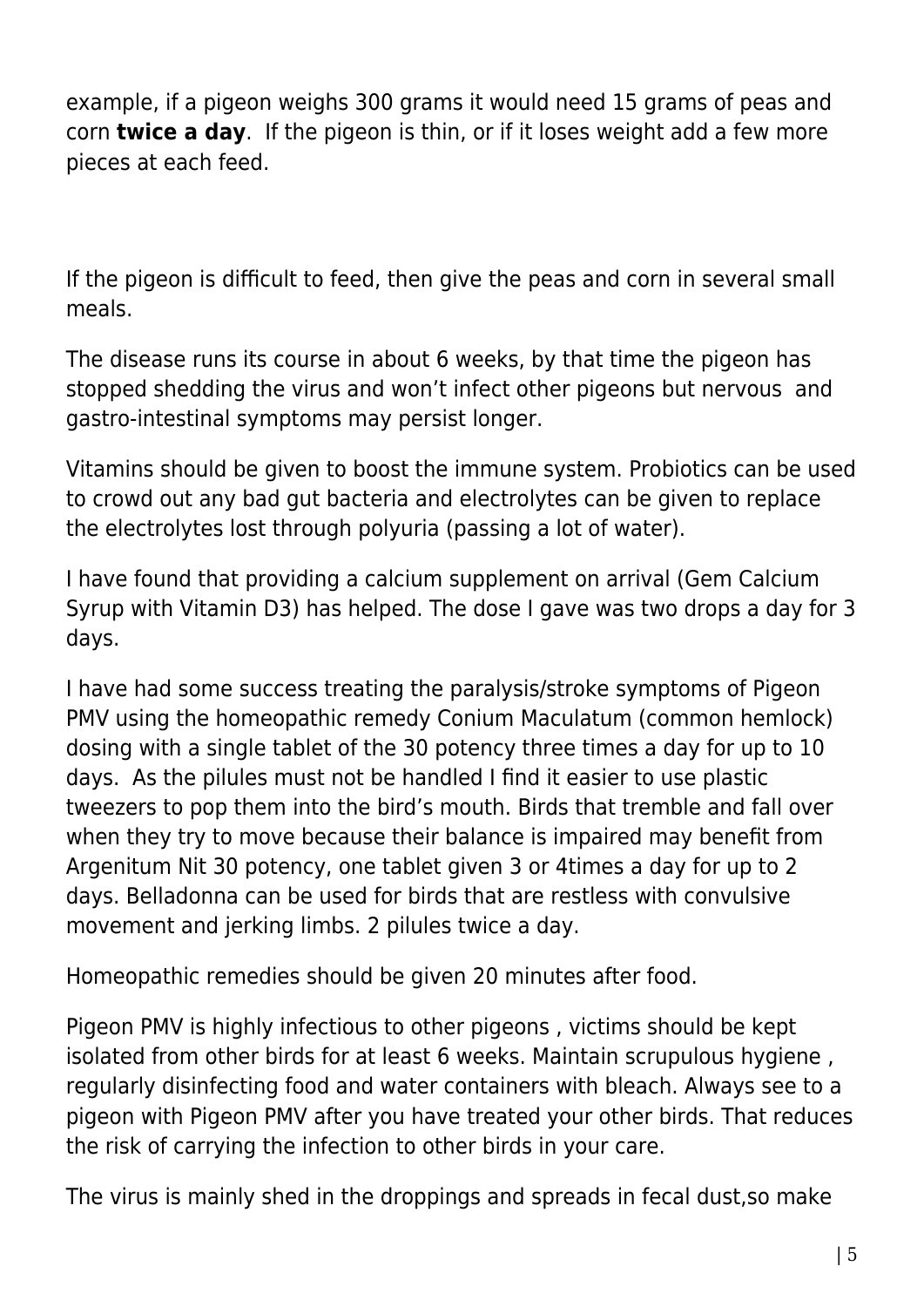example, if a pigeon weighs 300 grams it would need 15 grams of peas and corn **twice a day**. If the pigeon is thin, or if it loses weight add a few more pieces at each feed.

If the pigeon is difficult to feed, then give the peas and corn in several small meals.

The disease runs its course in about 6 weeks, by that time the pigeon has stopped shedding the virus and won't infect other pigeons but nervous and gastro-intestinal symptoms may persist longer.

Vitamins should be given to boost the immune system. Probiotics can be used to crowd out any bad gut bacteria and electrolytes can be given to replace the electrolytes lost through polyuria (passing a lot of water).

I have found that providing a calcium supplement on arrival (Gem Calcium Syrup with Vitamin D3) has helped. The dose I gave was two drops a day for 3 days.

I have had some success treating the paralysis/stroke symptoms of Pigeon PMV using the homeopathic remedy Conium Maculatum (common hemlock) dosing with a single tablet of the 30 potency three times a day for up to 10 days. As the pilules must not be handled I find it easier to use plastic tweezers to pop them into the bird's mouth. Birds that tremble and fall over when they try to move because their balance is impaired may benefit from Argenitum Nit 30 potency, one tablet given 3 or 4times a day for up to 2 days. Belladonna can be used for birds that are restless with convulsive movement and jerking limbs. 2 pilules twice a day.

Homeopathic remedies should be given 20 minutes after food.

Pigeon PMV is highly infectious to other pigeons , victims should be kept isolated from other birds for at least 6 weeks. Maintain scrupulous hygiene , regularly disinfecting food and water containers with bleach. Always see to a pigeon with Pigeon PMV after you have treated your other birds. That reduces the risk of carrying the infection to other birds in your care.

The virus is mainly shed in the droppings and spreads in fecal dust,so make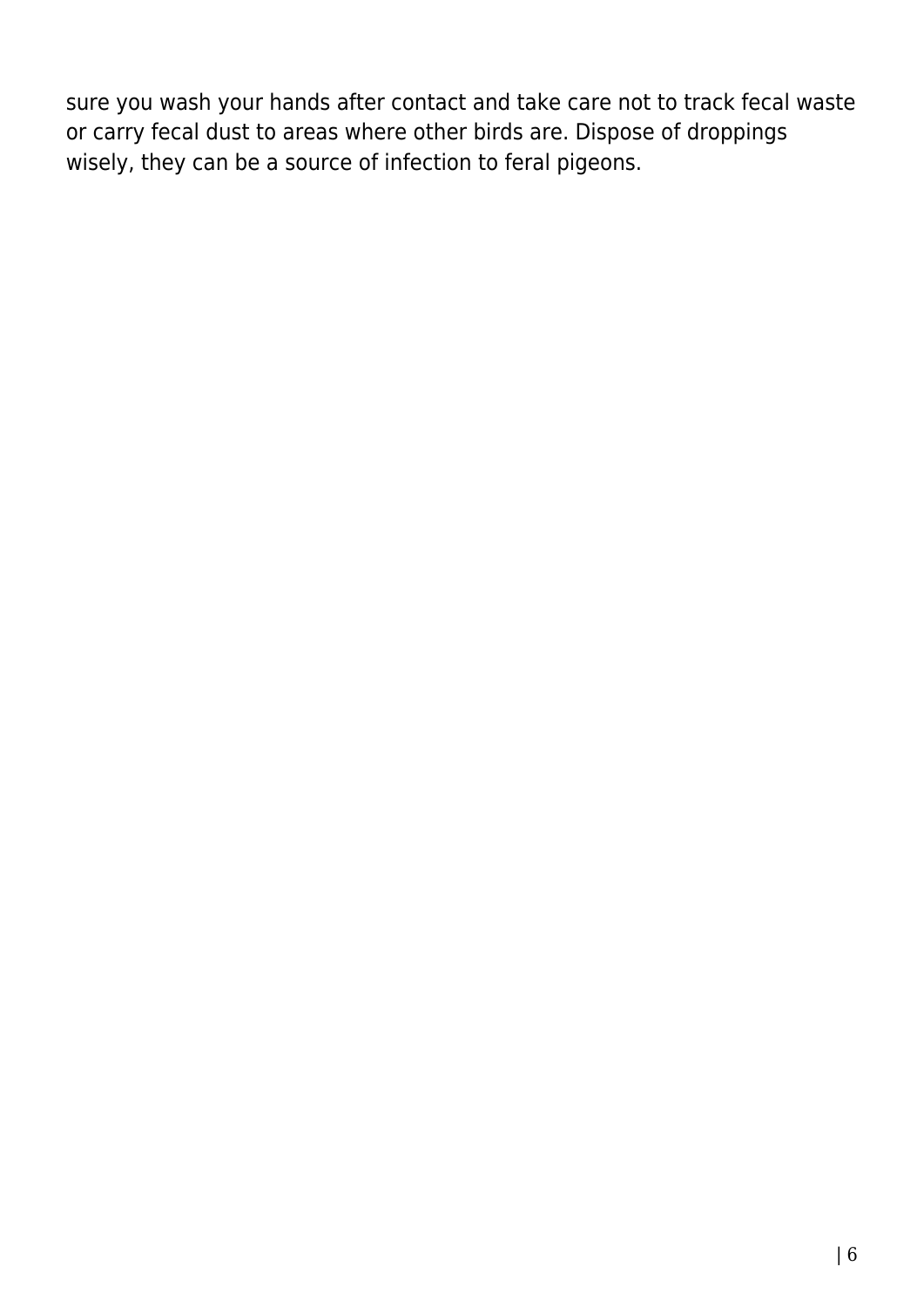sure you wash your hands after contact and take care not to track fecal waste or carry fecal dust to areas where other birds are. Dispose of droppings wisely, they can be a source of infection to feral pigeons.